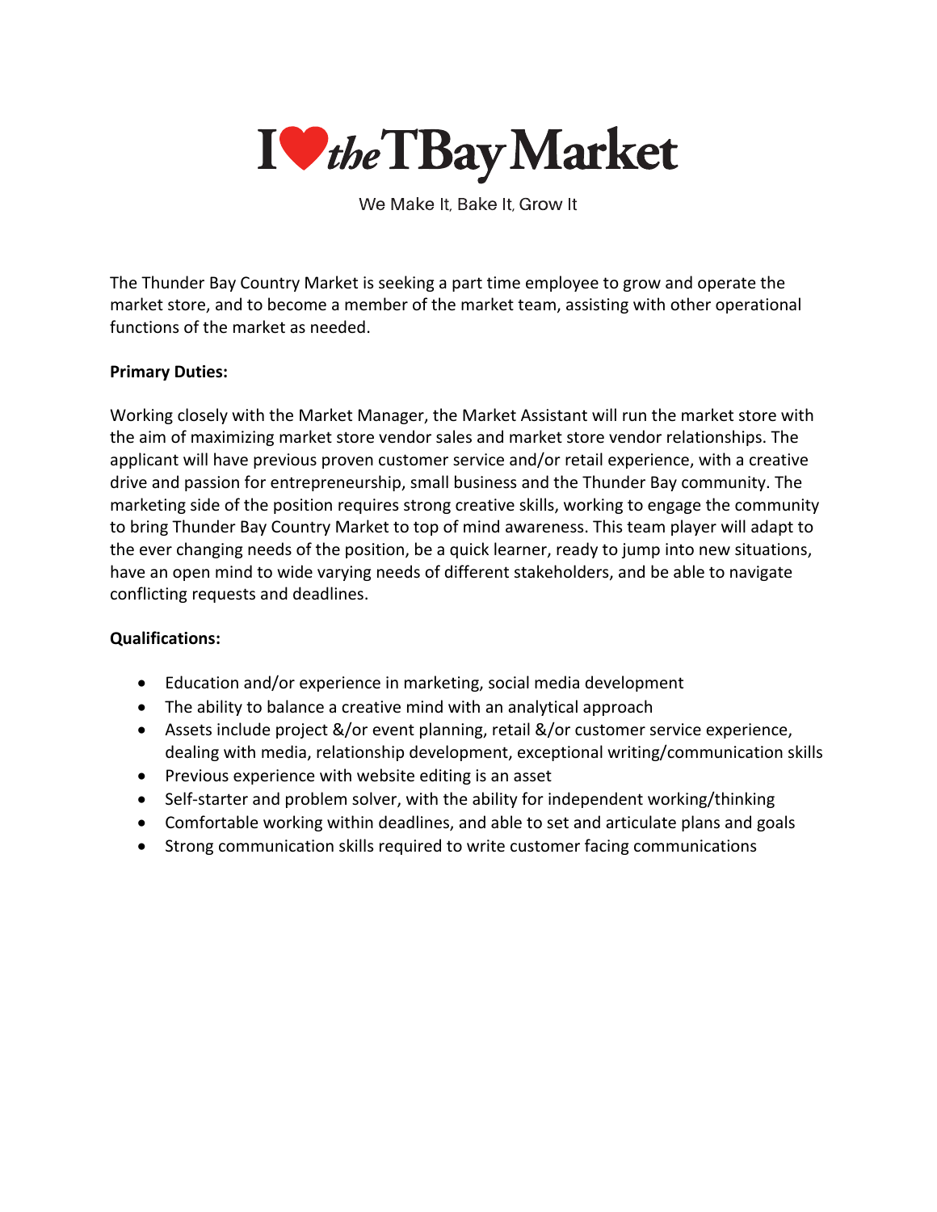# I ❤ the TBay Market

We Make It, Bake It, Grow It

The Thunder Bay Country Market is seeking a part time employee to grow and operate the market store, and to become a member of the market team, assisting with other operational functions of the market as needed.

**Primary Duties:**

Working closely with the Market Manager, the Market Assistant will run the market store with the aim of maximizing market store vendor sales and market store vendor relationships. The applicant will have previous proven customer service and/or retail experience, with a creative drive and passion for entrepreneurship, small business and the Thunder Bay community. The marketing side of the position requires strong creative skills, working to engage the community to bring Thunder Bay Country Market to top of mind awareness. This team player will adapt to the ever changing needs of the position, be a quick learner, ready to jump into new situations, have an open mind to wide varying needs of different stakeholders, and be able to navigate conflicting requests and deadlines.

**Qualifications:**

- Education and/or experience in marketing, social media development
- The ability to balance a creative mind with an analytical approach
- Assets include project &/or event planning, retail &/or customer service experience, dealing with media, relationship development, exceptional writing/communication skills
- Previous experience with website editing is an asset
- Self-starter and problem solver, with the ability for independent working/thinking
- Comfortable working within deadlines, and able to set and articulate plans and goals
- Strong communication skills required to write customer facing communications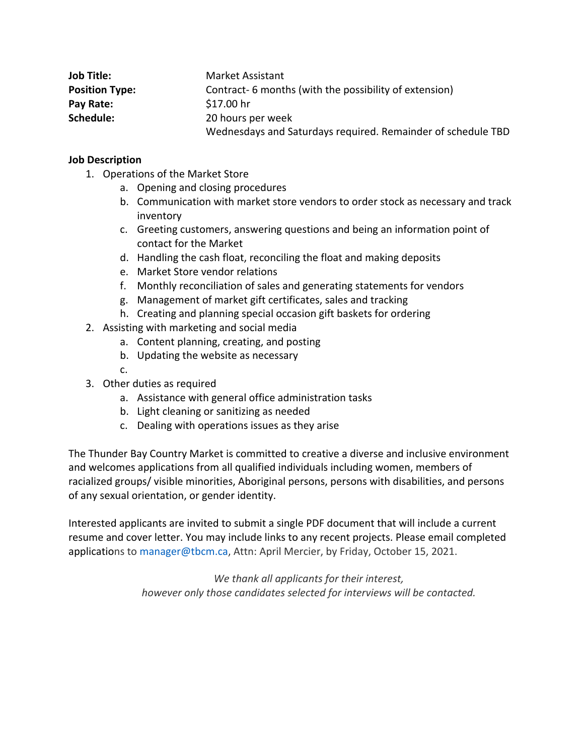**Job Title:** Market Assistant
**Position Type:** Contract- 6 months (with the possibility of extension)
**Pay Rate:** $17.00 hr
**Schedule:** 20 hours per week
Wednesdays and Saturdays required. Remainder of schedule TBD

**Job Description**

1. Operations of the Market Store
   a. Opening and closing procedures
   b. Communication with market store vendors to order stock as necessary and track inventory
   c. Greeting customers, answering questions and being an information point of contact for the Market
   d. Handling the cash float, reconciling the float and making deposits
   e. Market Store vendor relations
   f. Monthly reconciliation of sales and generating statements for vendors
   g. Management of market gift certificates, sales and tracking
   h. Creating and planning special occasion gift baskets for ordering
2. Assisting with marketing and social media
   a. Content planning, creating, and posting
   b. Updating the website as necessary
   c.
3. Other duties as required
   a. Assistance with general office administration tasks
   b. Light cleaning or sanitizing as needed
   c. Dealing with operations issues as they arise

The Thunder Bay Country Market is committed to creative a diverse and inclusive environment and welcomes applications from all qualified individuals including women, members of racialized groups/ visible minorities, Aboriginal persons, persons with disabilities, and persons of any sexual orientation, or gender identity.

Interested applicants are invited to submit a single PDF document that will include a current resume and cover letter. You may include links to any recent projects. Please email completed applications to manager@tbcm.ca, Attn: April Mercier, by Friday, October 15, 2021.

*We thank all applicants for their interest,*
*however only those candidates selected for interviews will be contacted.*